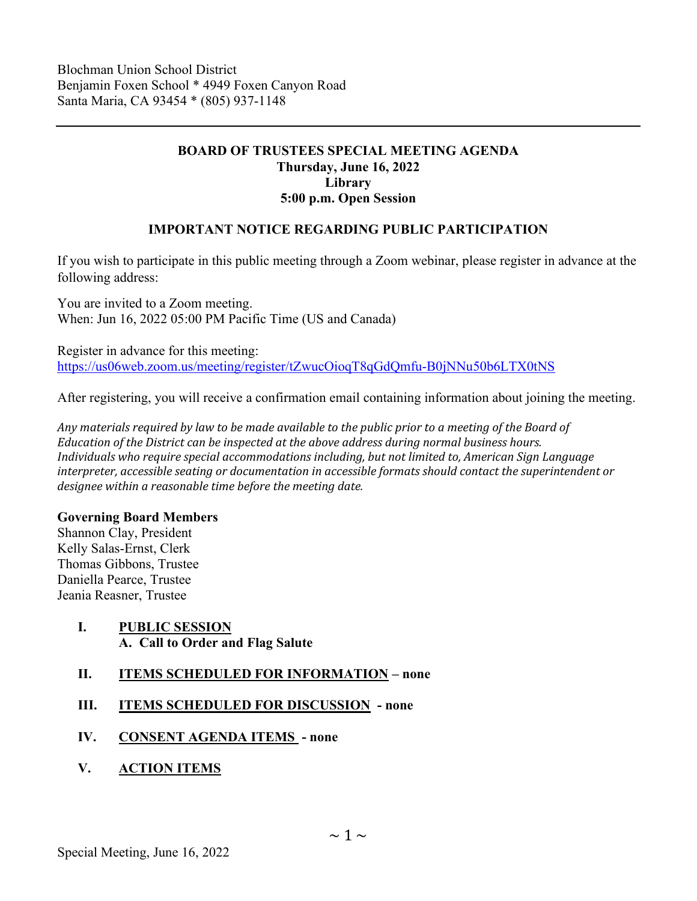Blochman Union School District
Benjamin Foxen School * 4949 Foxen Canyon Road
Santa Maria, CA 93454 * (805) 937-1148

---

**BOARD OF TRUSTEES SPECIAL MEETING AGENDA**
**Thursday, June 16, 2022**
**Library**
**5:00 p.m. Open Session**

**IMPORTANT NOTICE REGARDING PUBLIC PARTICIPATION**

If you wish to participate in this public meeting through a Zoom webinar, please register in advance at the following address:

You are invited to a Zoom meeting.
When: Jun 16, 2022 05:00 PM Pacific Time (US and Canada)

Register in advance for this meeting:
https://us06web.zoom.us/meeting/register/tZwucOioqT8qGdQmfu-B0jNNu50b6LTX0tNS

After registering, you will receive a confirmation email containing information about joining the meeting.

*Any materials required by law to be made available to the public prior to a meeting of the Board of Education of the District can be inspected at the above address during normal business hours. Individuals who require special accommodations including, but not limited to, American Sign Language interpreter, accessible seating or documentation in accessible formats should contact the superintendent or designee within a reasonable time before the meeting date.*

**Governing Board Members**
Shannon Clay, President
Kelly Salas-Ernst, Clerk
Thomas Gibbons, Trustee
Daniella Pearce, Trustee
Jeania Reasner, Trustee

**I. PUBLIC SESSION**
**A. Call to Order and Flag Salute**

**II. ITEMS SCHEDULED FOR INFORMATION – none**

**III. ITEMS SCHEDULED FOR DISCUSSION - none**

**IV. CONSENT AGENDA ITEMS - none**

**V. ACTION ITEMS**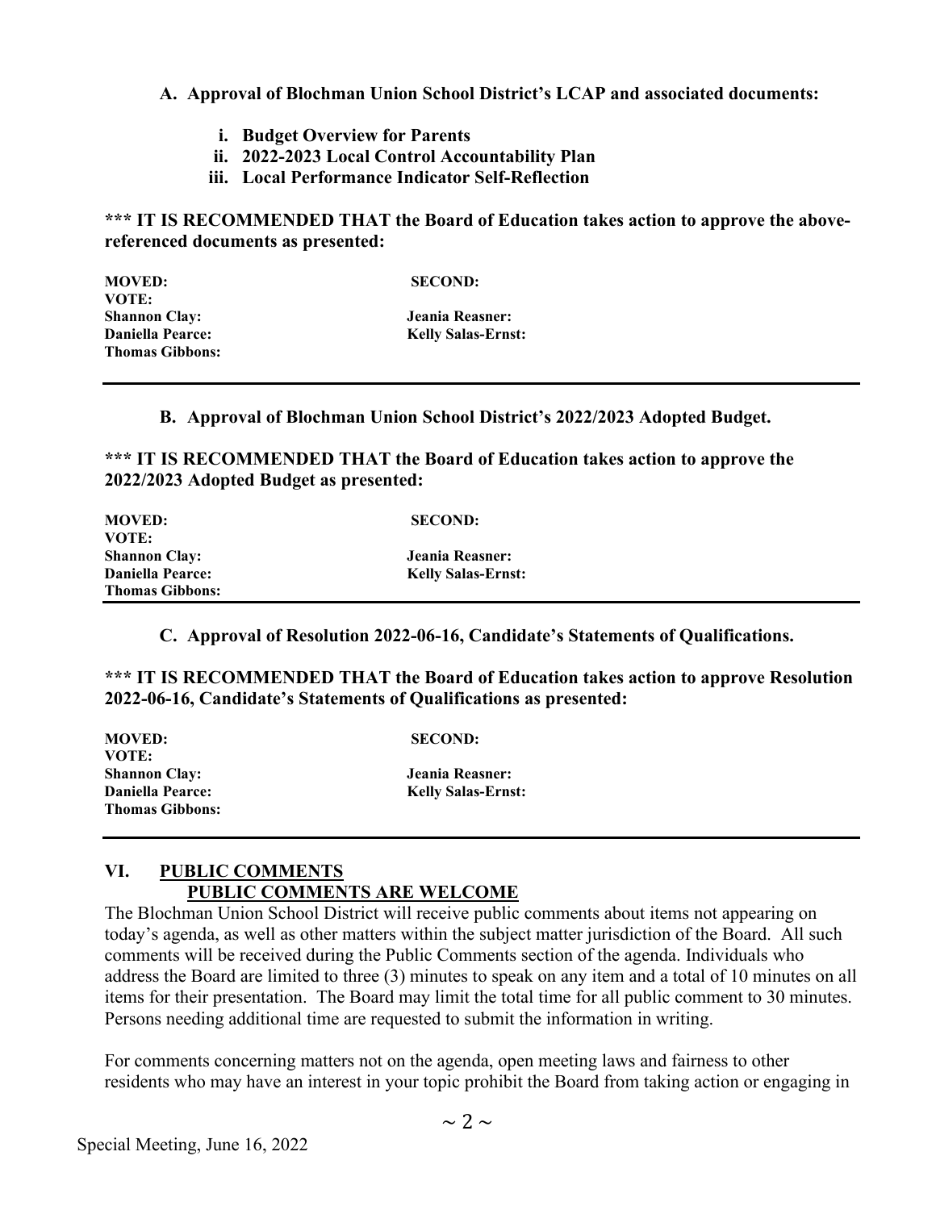**A. Approval of Blochman Union School District's LCAP and associated documents:**

- **i. Budget Overview for Parents**
- **ii. 2022-2023 Local Control Accountability Plan**
- **iii. Local Performance Indicator Self-Reflection**

**\*\*\* IT IS RECOMMENDED THAT the Board of Education takes action to approve the above-referenced documents as presented:**

| | |
|---|---|
| **MOVED:** | **SECOND:** |
| **VOTE:** | |
| **Shannon Clay:** | **Jeania Reasner:** |
| **Daniella Pearce:** | **Kelly Salas-Ernst:** |
| **Thomas Gibbons:** | |

---

**B. Approval of Blochman Union School District's 2022/2023 Adopted Budget.**

**\*\*\* IT IS RECOMMENDED THAT the Board of Education takes action to approve the 2022/2023 Adopted Budget as presented:**

| | |
|---|---|
| **MOVED:** | **SECOND:** |
| **VOTE:** | |
| **Shannon Clay:** | **Jeania Reasner:** |
| **Daniella Pearce:** | **Kelly Salas-Ernst:** |
| **Thomas Gibbons:** | |

---

**C. Approval of Resolution 2022-06-16, Candidate's Statements of Qualifications.**

**\*\*\* IT IS RECOMMENDED THAT the Board of Education takes action to approve Resolution 2022-06-16, Candidate's Statements of Qualifications as presented:**

| | |
|---|---|
| **MOVED:** | **SECOND:** |
| **VOTE:** | |
| **Shannon Clay:** | **Jeania Reasner:** |
| **Daniella Pearce:** | **Kelly Salas-Ernst:** |
| **Thomas Gibbons:** | |

---

## VI. PUBLIC COMMENTS

**PUBLIC COMMENTS ARE WELCOME**

The Blochman Union School District will receive public comments about items not appearing on today's agenda, as well as other matters within the subject matter jurisdiction of the Board. All such comments will be received during the Public Comments section of the agenda. Individuals who address the Board are limited to three (3) minutes to speak on any item and a total of 10 minutes on all items for their presentation. The Board may limit the total time for all public comment to 30 minutes. Persons needing additional time are requested to submit the information in writing.

For comments concerning matters not on the agenda, open meeting laws and fairness to other residents who may have an interest in your topic prohibit the Board from taking action or engaging in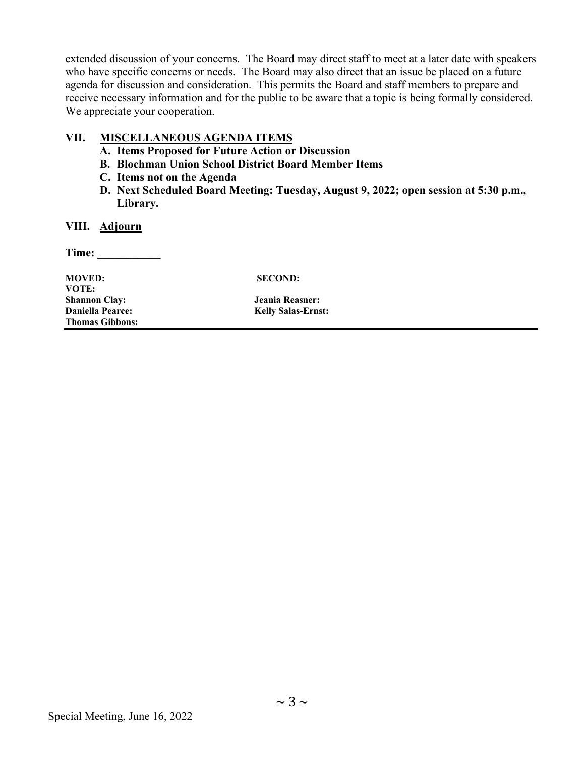extended discussion of your concerns. The Board may direct staff to meet at a later date with speakers who have specific concerns or needs. The Board may also direct that an issue be placed on a future agenda for discussion and consideration. This permits the Board and staff members to prepare and receive necessary information and for the public to be aware that a topic is being formally considered. We appreciate your cooperation.

## VII. MISCELLANEOUS AGENDA ITEMS

**A. Items Proposed for Future Action or Discussion**

**B. Blochman Union School District Board Member Items**

**C. Items not on the Agenda**

**D. Next Scheduled Board Meeting: Tuesday, August 9, 2022; open session at 5:30 p.m., Library.**

## VIII. Adjourn

**Time: ___________**

| | |
|---|---|
| **MOVED:** | **SECOND:** |
| **VOTE:** | |
| **Shannon Clay:** | **Jeania Reasner:** |
| **Daniella Pearce:** | **Kelly Salas-Ernst:** |
| **Thomas Gibbons:** | |